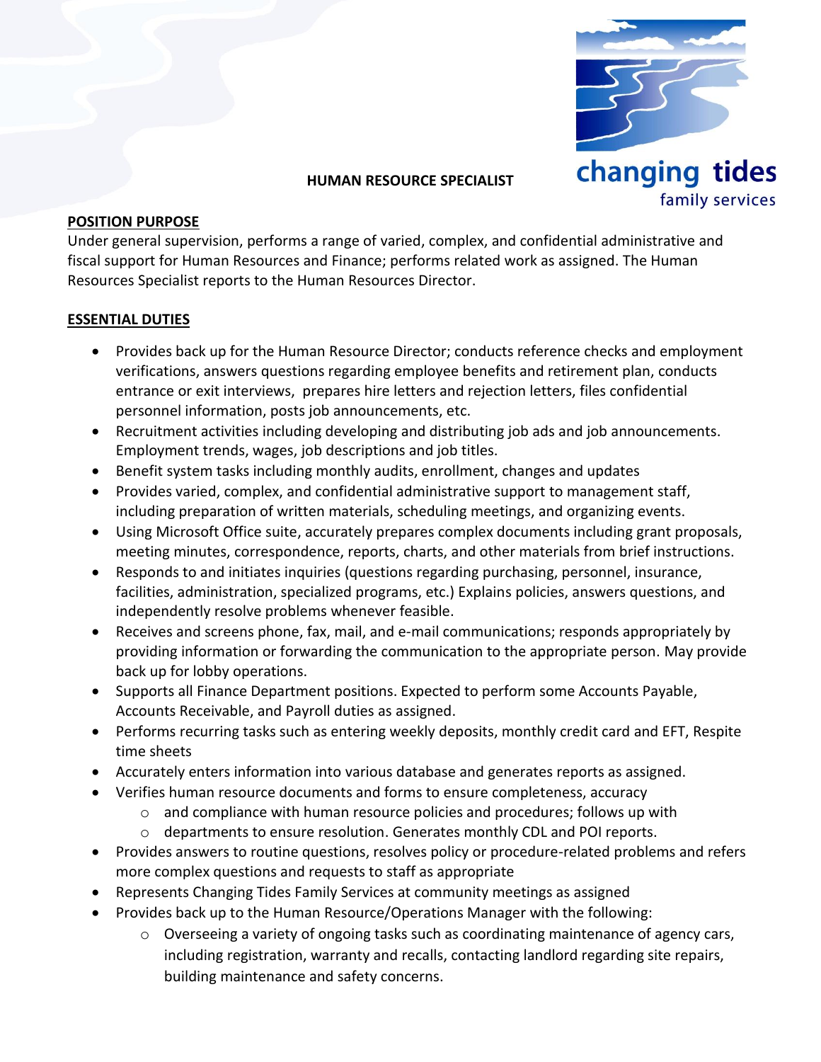changing tides
family services

# HUMAN RESOURCE SPECIALIST

## POSITION PURPOSE

Under general supervision, performs a range of varied, complex, and confidential administrative and fiscal support for Human Resources and Finance; performs related work as assigned. The Human Resources Specialist reports to the Human Resources Director.

## ESSENTIAL DUTIES

- Provides back up for the Human Resource Director; conducts reference checks and employment verifications, answers questions regarding employee benefits and retirement plan, conducts entrance or exit interviews, prepares hire letters and rejection letters, files confidential personnel information, posts job announcements, etc.
- Recruitment activities including developing and distributing job ads and job announcements. Employment trends, wages, job descriptions and job titles.
- Benefit system tasks including monthly audits, enrollment, changes and updates
- Provides varied, complex, and confidential administrative support to management staff, including preparation of written materials, scheduling meetings, and organizing events.
- Using Microsoft Office suite, accurately prepares complex documents including grant proposals, meeting minutes, correspondence, reports, charts, and other materials from brief instructions.
- Responds to and initiates inquiries (questions regarding purchasing, personnel, insurance, facilities, administration, specialized programs, etc.) Explains policies, answers questions, and independently resolve problems whenever feasible.
- Receives and screens phone, fax, mail, and e-mail communications; responds appropriately by providing information or forwarding the communication to the appropriate person. May provide back up for lobby operations.
- Supports all Finance Department positions. Expected to perform some Accounts Payable, Accounts Receivable, and Payroll duties as assigned.
- Performs recurring tasks such as entering weekly deposits, monthly credit card and EFT, Respite time sheets
- Accurately enters information into various database and generates reports as assigned.
- Verifies human resource documents and forms to ensure completeness, accuracy
  - and compliance with human resource policies and procedures; follows up with
  - departments to ensure resolution. Generates monthly CDL and POI reports.
- Provides answers to routine questions, resolves policy or procedure-related problems and refers more complex questions and requests to staff as appropriate
- Represents Changing Tides Family Services at community meetings as assigned
- Provides back up to the Human Resource/Operations Manager with the following:
  - Overseeing a variety of ongoing tasks such as coordinating maintenance of agency cars, including registration, warranty and recalls, contacting landlord regarding site repairs, building maintenance and safety concerns.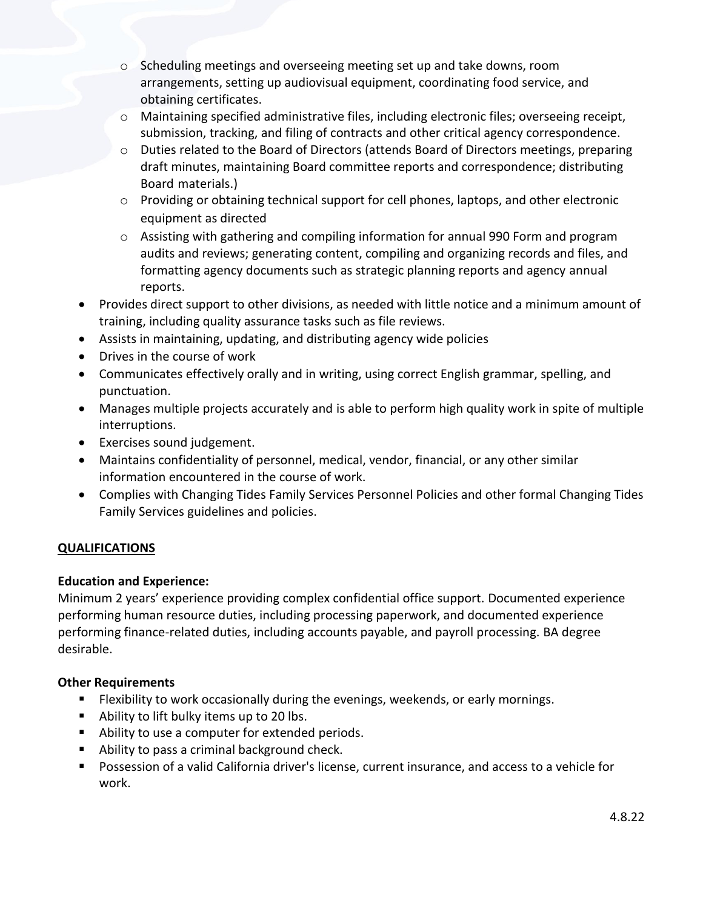- Scheduling meetings and overseeing meeting set up and take downs, room arrangements, setting up audiovisual equipment, coordinating food service, and obtaining certificates.
  - Maintaining specified administrative files, including electronic files; overseeing receipt, submission, tracking, and filing of contracts and other critical agency correspondence.
  - Duties related to the Board of Directors (attends Board of Directors meetings, preparing draft minutes, maintaining Board committee reports and correspondence; distributing Board materials.)
  - Providing or obtaining technical support for cell phones, laptops, and other electronic equipment as directed
  - Assisting with gathering and compiling information for annual 990 Form and program audits and reviews; generating content, compiling and organizing records and files, and formatting agency documents such as strategic planning reports and agency annual reports.
- Provides direct support to other divisions, as needed with little notice and a minimum amount of training, including quality assurance tasks such as file reviews.
- Assists in maintaining, updating, and distributing agency wide policies
- Drives in the course of work
- Communicates effectively orally and in writing, using correct English grammar, spelling, and punctuation.
- Manages multiple projects accurately and is able to perform high quality work in spite of multiple interruptions.
- Exercises sound judgement.
- Maintains confidentiality of personnel, medical, vendor, financial, or any other similar information encountered in the course of work.
- Complies with Changing Tides Family Services Personnel Policies and other formal Changing Tides Family Services guidelines and policies.

## **QUALIFICATIONS**

**Education and Experience:**

Minimum 2 years' experience providing complex confidential office support. Documented experience performing human resource duties, including processing paperwork, and documented experience performing finance-related duties, including accounts payable, and payroll processing. BA degree desirable.

**Other Requirements**

- Flexibility to work occasionally during the evenings, weekends, or early mornings.
- Ability to lift bulky items up to 20 lbs.
- Ability to use a computer for extended periods.
- Ability to pass a criminal background check.
- Possession of a valid California driver's license, current insurance, and access to a vehicle for work.

4.8.22